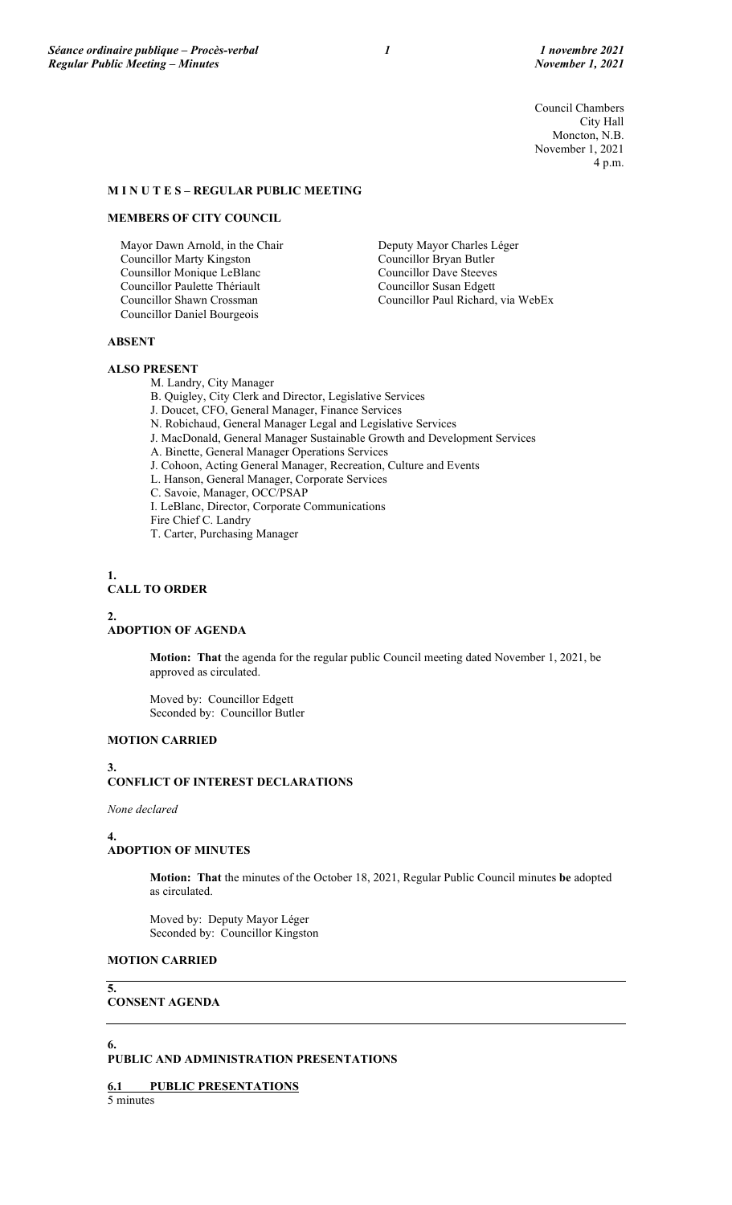Council Chambers
City Hall
Moncton, N.B.
November 1, 2021
4 p.m.

## M I N U T E S – REGULAR PUBLIC MEETING

### MEMBERS OF CITY COUNCIL

Mayor Dawn Arnold, in the Chair
Councillor Marty Kingston
Counsillor Monique LeBlanc
Councillor Paulette Thériault
Councillor Shawn Crossman
Councillor Daniel Bourgeois
Deputy Mayor Charles Léger
Councillor Bryan Butler
Councillor Dave Steeves
Councillor Susan Edgett
Councillor Paul Richard, via WebEx

### ABSENT

### ALSO PRESENT

M. Landry, City Manager
B. Quigley, City Clerk and Director, Legislative Services
J. Doucet, CFO, General Manager, Finance Services
N. Robichaud, General Manager Legal and Legislative Services
J. MacDonald, General Manager Sustainable Growth and Development Services
A. Binette, General Manager Operations Services
J. Cohoon, Acting General Manager, Recreation, Culture and Events
L. Hanson, General Manager, Corporate Services
C. Savoie, Manager, OCC/PSAP
I. LeBlanc, Director, Corporate Communications
Fire Chief C. Landry
T. Carter, Purchasing Manager

### 1. CALL TO ORDER

### 2. ADOPTION OF AGENDA

**Motion: That** the agenda for the regular public Council meeting dated November 1, 2021, be approved as circulated.

Moved by: Councillor Edgett
Seconded by: Councillor Butler

**MOTION CARRIED**

### 3. CONFLICT OF INTEREST DECLARATIONS

*None declared*

### 4. ADOPTION OF MINUTES

**Motion: That** the minutes of the October 18, 2021, Regular Public Council minutes **be** adopted as circulated.

Moved by: Deputy Mayor Léger
Seconded by: Councillor Kingston

**MOTION CARRIED**

### 5. CONSENT AGENDA

### 6. PUBLIC AND ADMINISTRATION PRESENTATIONS

#### 6.1 PUBLIC PRESENTATIONS

5 minutes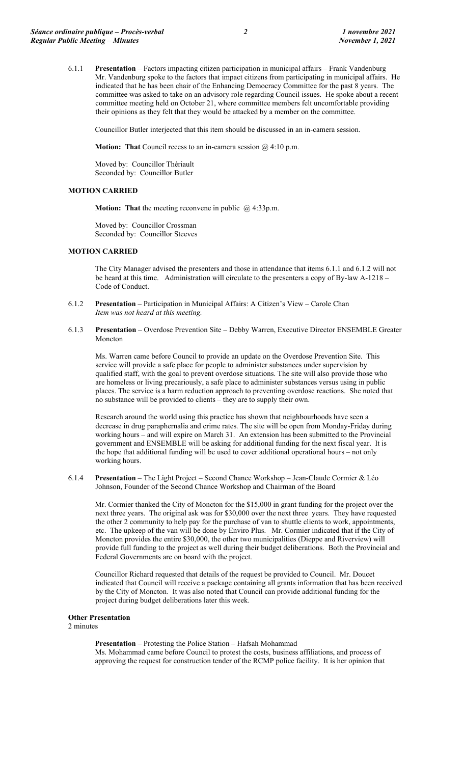6.1.1 **Presentation** – Factors impacting citizen participation in municipal affairs – Frank Vandenburg
Mr. Vandenburg spoke to the factors that impact citizens from participating in municipal affairs. He indicated that he has been chair of the Enhancing Democracy Committee for the past 8 years. The committee was asked to take on an advisory role regarding Council issues. He spoke about a recent committee meeting held on October 21, where committee members felt uncomfortable providing their opinions as they felt that they would be attacked by a member on the committee.

Councillor Butler interjected that this item should be discussed in an in-camera session.

**Motion: That** Council recess to an in-camera session @ 4:10 p.m.

Moved by: Councillor Thériault
Seconded by: Councillor Butler

**MOTION CARRIED**

**Motion: That** the meeting reconvene in public @ 4:33p.m.

Moved by: Councillor Crossman
Seconded by: Councillor Steeves

**MOTION CARRIED**

The City Manager advised the presenters and those in attendance that items 6.1.1 and 6.1.2 will not be heard at this time. Administration will circulate to the presenters a copy of By-law A-1218 – Code of Conduct.

6.1.2 **Presentation** – Participation in Municipal Affairs: A Citizen's View – Carole Chan
*Item was not heard at this meeting.*

6.1.3 **Presentation** – Overdose Prevention Site – Debby Warren, Executive Director ENSEMBLE Greater Moncton

Ms. Warren came before Council to provide an update on the Overdose Prevention Site. This service will provide a safe place for people to administer substances under supervision by qualified staff, with the goal to prevent overdose situations. The site will also provide those who are homeless or living precariously, a safe place to administer substances versus using in public places. The service is a harm reduction approach to preventing overdose reactions. She noted that no substance will be provided to clients – they are to supply their own.

Research around the world using this practice has shown that neighbourhoods have seen a decrease in drug paraphernalia and crime rates. The site will be open from Monday-Friday during working hours – and will expire on March 31. An extension has been submitted to the Provincial government and ENSEMBLE will be asking for additional funding for the next fiscal year. It is the hope that additional funding will be used to cover additional operational hours – not only working hours.

6.1.4 **Presentation** – The Light Project – Second Chance Workshop – Jean-Claude Cormier & Léo Johnson, Founder of the Second Chance Workshop and Chairman of the Board

Mr. Cormier thanked the City of Moncton for the $15,000 in grant funding for the project over the next three years. The original ask was for $30,000 over the next three years. They have requested the other 2 community to help pay for the purchase of van to shuttle clients to work, appointments, etc. The upkeep of the van will be done by Enviro Plus. Mr. Cormier indicated that if the City of Moncton provides the entire $30,000, the other two municipalities (Dieppe and Riverview) will provide full funding to the project as well during their budget deliberations. Both the Provincial and Federal Governments are on board with the project.

Councillor Richard requested that details of the request be provided to Council. Mr. Doucet indicated that Council will receive a package containing all grants information that has been received by the City of Moncton. It was also noted that Council can provide additional funding for the project during budget deliberations later this week.

**Other Presentation**
2 minutes

**Presentation** – Protesting the Police Station – Hafsah Mohammad
Ms. Mohammad came before Council to protest the costs, business affiliations, and process of approving the request for construction tender of the RCMP police facility. It is her opinion that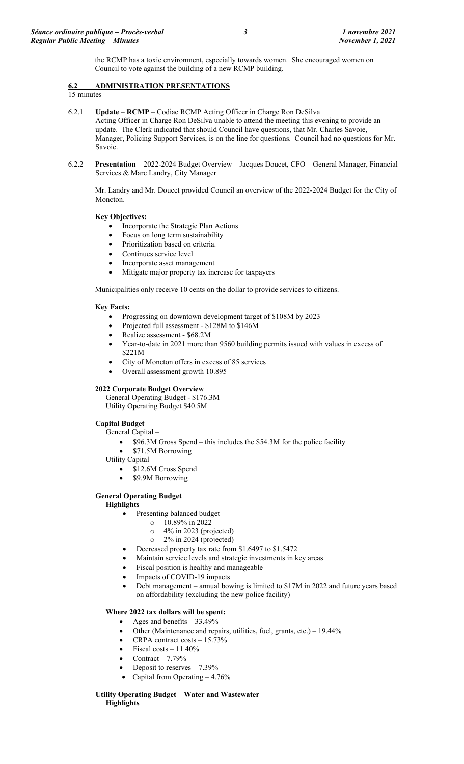the RCMP has a toxic environment, especially towards women. She encouraged women on Council to vote against the building of a new RCMP building.

## 6.2 ADMINISTRATION PRESENTATIONS

15 minutes

6.2.1 **Update** – **RCMP** – Codiac RCMP Acting Officer in Charge Ron DeSilva

Acting Officer in Charge Ron DeSilva unable to attend the meeting this evening to provide an update. The Clerk indicated that should Council have questions, that Mr. Charles Savoie, Manager, Policing Support Services, is on the line for questions. Council had no questions for Mr. Savoie.

6.2.2 **Presentation** – 2022-2024 Budget Overview – Jacques Doucet, CFO – General Manager, Financial Services & Marc Landry, City Manager

Mr. Landry and Mr. Doucet provided Council an overview of the 2022-2024 Budget for the City of Moncton.

**Key Objectives:**

- Incorporate the Strategic Plan Actions
- Focus on long term sustainability
- Prioritization based on criteria.
- Continues service level
- Incorporate asset management
- Mitigate major property tax increase for taxpayers

Municipalities only receive 10 cents on the dollar to provide services to citizens.

**Key Facts:**

- Progressing on downtown development target of $108M by 2023
- Projected full assessment - $128M to $146M
- Realize assessment - $68.2M
- Year-to-date in 2021 more than 9560 building permits issued with values in excess of $221M
- City of Moncton offers in excess of 85 services
- Overall assessment growth 10.895

**2022 Corporate Budget Overview**

General Operating Budget - $176.3M
Utility Operating Budget $40.5M

**Capital Budget**

General Capital –

- $96.3M Gross Spend – this includes the $54.3M for the police facility
- $71.5M Borrowing

Utility Capital

- $12.6M Cross Spend
- $9.9M Borrowing

**General Operating Budget**

**Highlights**

- Presenting balanced budget
  - 10.89% in 2022
  - 4% in 2023 (projected)
  - 2% in 2024 (projected)
- Decreased property tax rate from $1.6497 to $1.5472
- Maintain service levels and strategic investments in key areas
- Fiscal position is healthy and manageable
- Impacts of COVID-19 impacts
- Debt management – annual bowing is limited to $17M in 2022 and future years based on affordability (excluding the new police facility)

**Where 2022 tax dollars will be spent:**

- Ages and benefits – 33.49%
- Other (Maintenance and repairs, utilities, fuel, grants, etc.) – 19.44%
- CRPA contract costs – 15.73%
- Fiscal costs – 11.40%
- Contract – 7.79%
- Deposit to reserves – 7.39%
- Capital from Operating – 4.76%

**Utility Operating Budget – Water and Wastewater**

**Highlights**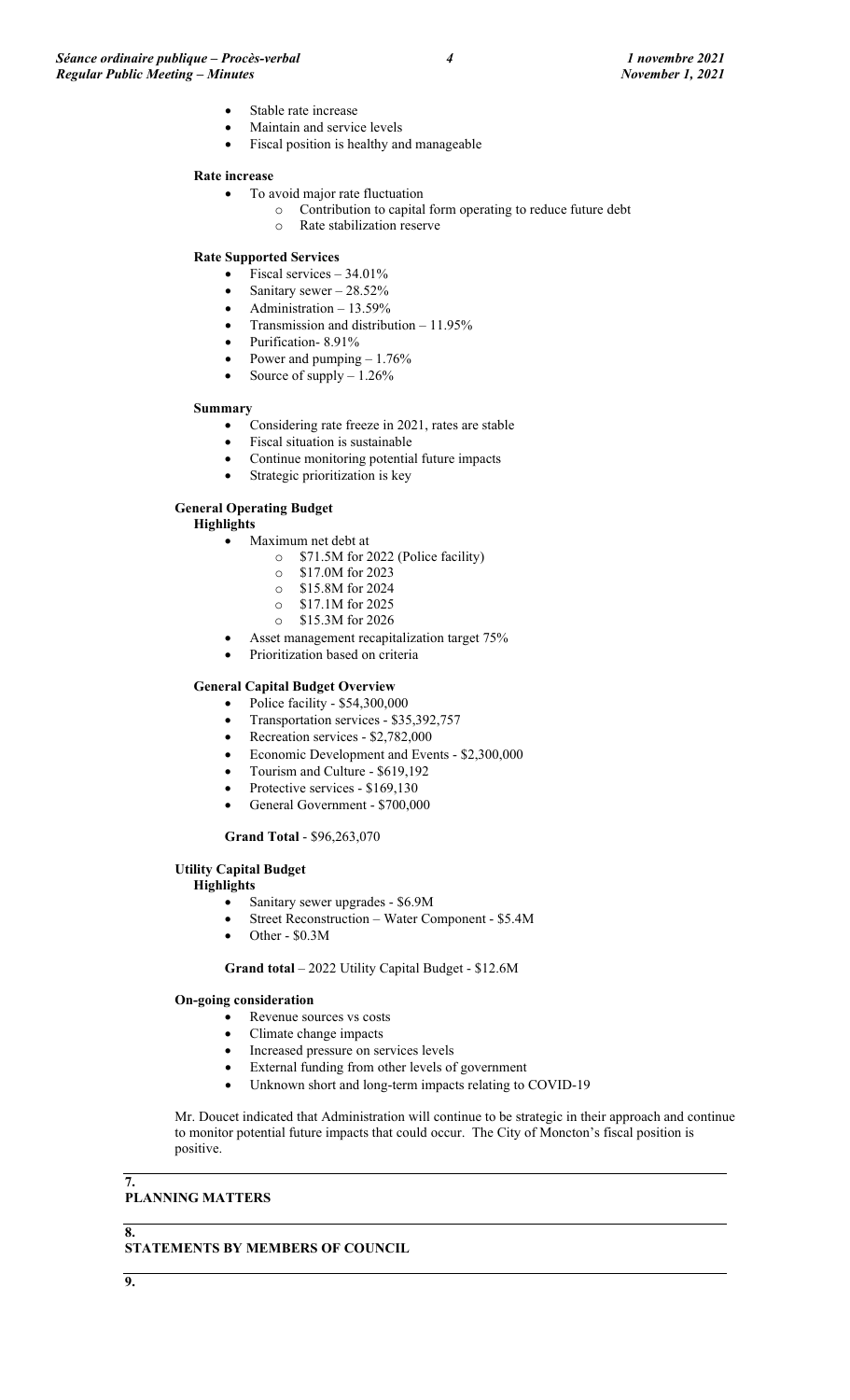- Stable rate increase
- Maintain and service levels
- Fiscal position is healthy and manageable

**Rate increase**

- To avoid major rate fluctuation
  - Contribution to capital form operating to reduce future debt
  - Rate stabilization reserve

**Rate Supported Services**

- Fiscal services – 34.01%
- Sanitary sewer – 28.52%
- Administration – 13.59%
- Transmission and distribution – 11.95%
- Purification- 8.91%
- Power and pumping – 1.76%
- Source of supply – 1.26%

**Summary**

- Considering rate freeze in 2021, rates are stable
- Fiscal situation is sustainable
- Continue monitoring potential future impacts
- Strategic prioritization is key

**General Operating Budget**

**Highlights**

- Maximum net debt at
  - $71.5M for 2022 (Police facility)
  - $17.0M for 2023
  - $15.8M for 2024
  - $17.1M for 2025
  - $15.3M for 2026
- Asset management recapitalization target 75%
- Prioritization based on criteria

**General Capital Budget Overview**

- Police facility - $54,300,000
- Transportation services - $35,392,757
- Recreation services - $2,782,000
- Economic Development and Events - $2,300,000
- Tourism and Culture - $619,192
- Protective services - $169,130
- General Government - $700,000

**Grand Total** - $96,263,070

**Utility Capital Budget**

**Highlights**

- Sanitary sewer upgrades - $6.9M
- Street Reconstruction – Water Component - $5.4M
- Other - $0.3M

**Grand total** – 2022 Utility Capital Budget - $12.6M

**On-going consideration**

- Revenue sources vs costs
- Climate change impacts
- Increased pressure on services levels
- External funding from other levels of government
- Unknown short and long-term impacts relating to COVID-19

Mr. Doucet indicated that Administration will continue to be strategic in their approach and continue to monitor potential future impacts that could occur. The City of Moncton's fiscal position is positive.

## 7. PLANNING MATTERS

## 8. STATEMENTS BY MEMBERS OF COUNCIL

## 9.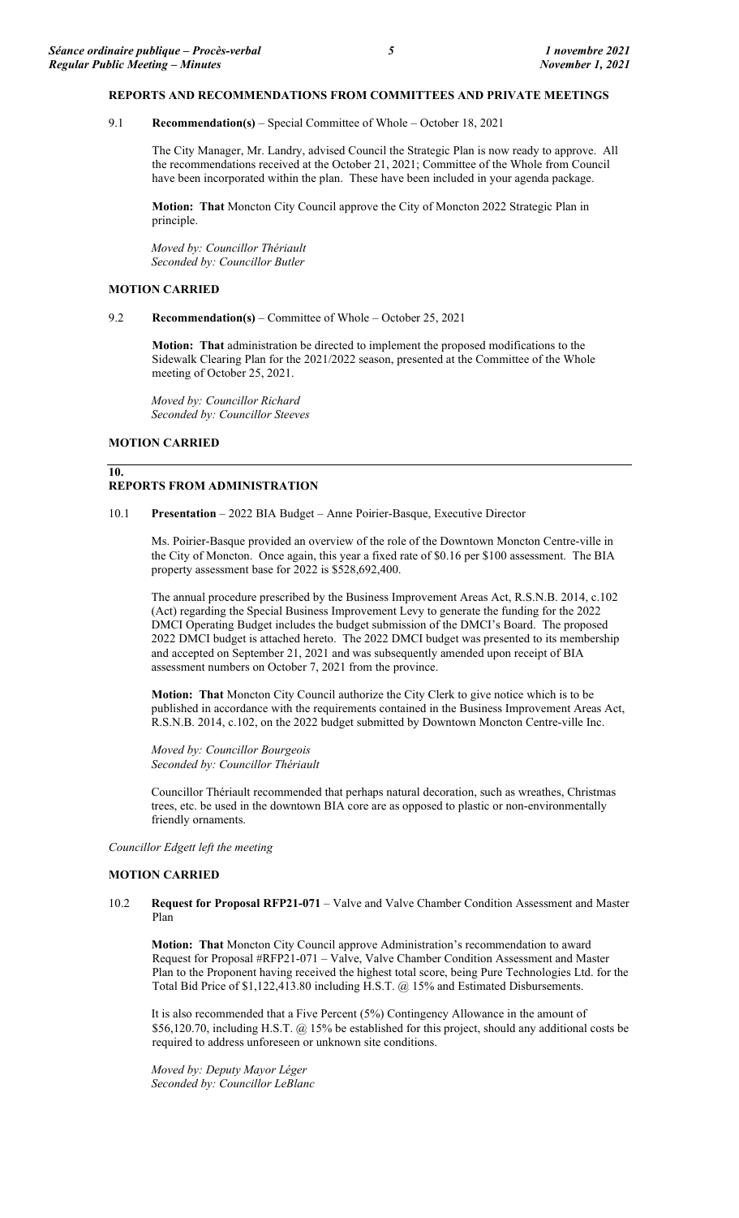## REPORTS AND RECOMMENDATIONS FROM COMMITTEES AND PRIVATE MEETINGS

9.1 **Recommendation(s)** – Special Committee of Whole – October 18, 2021

The City Manager, Mr. Landry, advised Council the Strategic Plan is now ready to approve. All the recommendations received at the October 21, 2021; Committee of the Whole from Council have been incorporated within the plan. These have been included in your agenda package.

**Motion: That** Moncton City Council approve the City of Moncton 2022 Strategic Plan in principle.

*Moved by: Councillor Thériault*
*Seconded by: Councillor Butler*

**MOTION CARRIED**

9.2 **Recommendation(s)** – Committee of Whole – October 25, 2021

**Motion: That** administration be directed to implement the proposed modifications to the Sidewalk Clearing Plan for the 2021/2022 season, presented at the Committee of the Whole meeting of October 25, 2021.

*Moved by: Councillor Richard*
*Seconded by: Councillor Steeves*

**MOTION CARRIED**

## 10. REPORTS FROM ADMINISTRATION

10.1 **Presentation** – 2022 BIA Budget – Anne Poirier-Basque, Executive Director

Ms. Poirier-Basque provided an overview of the role of the Downtown Moncton Centre-ville in the City of Moncton. Once again, this year a fixed rate of $0.16 per $100 assessment. The BIA property assessment base for 2022 is $528,692,400.

The annual procedure prescribed by the Business Improvement Areas Act, R.S.N.B. 2014, c.102 (Act) regarding the Special Business Improvement Levy to generate the funding for the 2022 DMCI Operating Budget includes the budget submission of the DMCI's Board. The proposed 2022 DMCI budget is attached hereto. The 2022 DMCI budget was presented to its membership and accepted on September 21, 2021 and was subsequently amended upon receipt of BIA assessment numbers on October 7, 2021 from the province.

**Motion: That** Moncton City Council authorize the City Clerk to give notice which is to be published in accordance with the requirements contained in the Business Improvement Areas Act, R.S.N.B. 2014, c.102, on the 2022 budget submitted by Downtown Moncton Centre-ville Inc.

*Moved by: Councillor Bourgeois*
*Seconded by: Councillor Thériault*

Councillor Thériault recommended that perhaps natural decoration, such as wreathes, Christmas trees, etc. be used in the downtown BIA core are as opposed to plastic or non-environmentally friendly ornaments.

*Councillor Edgett left the meeting*

**MOTION CARRIED**

10.2 **Request for Proposal RFP21-071** – Valve and Valve Chamber Condition Assessment and Master Plan

**Motion: That** Moncton City Council approve Administration's recommendation to award Request for Proposal #RFP21-071 – Valve, Valve Chamber Condition Assessment and Master Plan to the Proponent having received the highest total score, being Pure Technologies Ltd. for the Total Bid Price of $1,122,413.80 including H.S.T. @ 15% and Estimated Disbursements.

It is also recommended that a Five Percent (5%) Contingency Allowance in the amount of $56,120.70, including H.S.T. @ 15% be established for this project, should any additional costs be required to address unforeseen or unknown site conditions.

*Moved by: Deputy Mayor Léger*
*Seconded by: Councillor LeBlanc*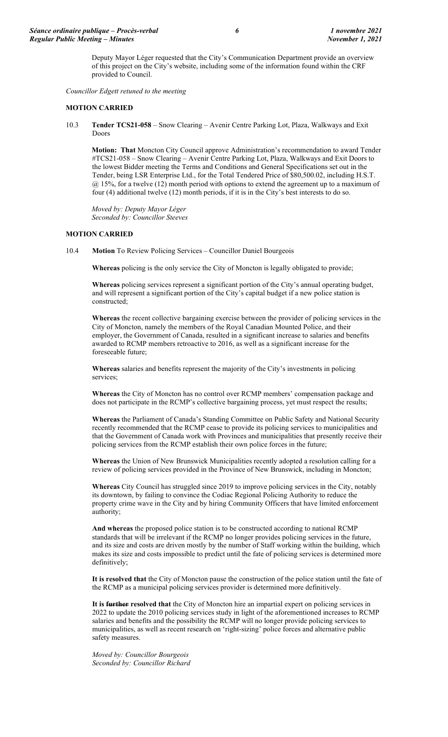Deputy Mayor Léger requested that the City's Communication Department provide an overview of this project on the City's website, including some of the information found within the CRF provided to Council.

*Councillor Edgett retuned to the meeting*

**MOTION CARRIED**

10.3 **Tender TCS21-058** – Snow Clearing – Avenir Centre Parking Lot, Plaza, Walkways and Exit Doors

**Motion: That** Moncton City Council approve Administration's recommendation to award Tender #TCS21-058 – Snow Clearing – Avenir Centre Parking Lot, Plaza, Walkways and Exit Doors to the lowest Bidder meeting the Terms and Conditions and General Specifications set out in the Tender, being LSR Enterprise Ltd., for the Total Tendered Price of $80,500.02, including H.S.T. @ 15%, for a twelve (12) month period with options to extend the agreement up to a maximum of four (4) additional twelve (12) month periods, if it is in the City's best interests to do so.

*Moved by: Deputy Mayor Léger*
*Seconded by: Councillor Steeves*

**MOTION CARRIED**

10.4 **Motion** To Review Policing Services – Councillor Daniel Bourgeois

**Whereas** policing is the only service the City of Moncton is legally obligated to provide;

**Whereas** policing services represent a significant portion of the City's annual operating budget, and will represent a significant portion of the City's capital budget if a new police station is constructed;

**Whereas** the recent collective bargaining exercise between the provider of policing services in the City of Moncton, namely the members of the Royal Canadian Mounted Police, and their employer, the Government of Canada, resulted in a significant increase to salaries and benefits awarded to RCMP members retroactive to 2016, as well as a significant increase for the foreseeable future;

**Whereas** salaries and benefits represent the majority of the City's investments in policing services;

**Whereas** the City of Moncton has no control over RCMP members' compensation package and does not participate in the RCMP's collective bargaining process, yet must respect the results;

**Whereas** the Parliament of Canada's Standing Committee on Public Safety and National Security recently recommended that the RCMP cease to provide its policing services to municipalities and that the Government of Canada work with Provinces and municipalities that presently receive their policing services from the RCMP establish their own police forces in the future;

**Whereas** the Union of New Brunswick Municipalities recently adopted a resolution calling for a review of policing services provided in the Province of New Brunswick, including in Moncton;

**Whereas** City Council has struggled since 2019 to improve policing services in the City, notably its downtown, by failing to convince the Codiac Regional Policing Authority to reduce the property crime wave in the City and by hiring Community Officers that have limited enforcement authority;

**And whereas** the proposed police station is to be constructed according to national RCMP standards that will be irrelevant if the RCMP no longer provides policing services in the future, and its size and costs are driven mostly by the number of Staff working within the building, which makes its size and costs impossible to predict until the fate of policing services is determined more definitively;

**It is resolved that** the City of Moncton pause the construction of the police station until the fate of the RCMP as a municipal policing services provider is determined more definitively.

**It is ~~further~~ resolved that** the City of Moncton hire an impartial expert on policing services in 2022 to update the 2010 policing services study in light of the aforementioned increases to RCMP salaries and benefits and the possibility the RCMP will no longer provide policing services to municipalities, as well as recent research on 'right-sizing' police forces and alternative public safety measures.

*Moved by: Councillor Bourgeois*
*Seconded by: Councillor Richard*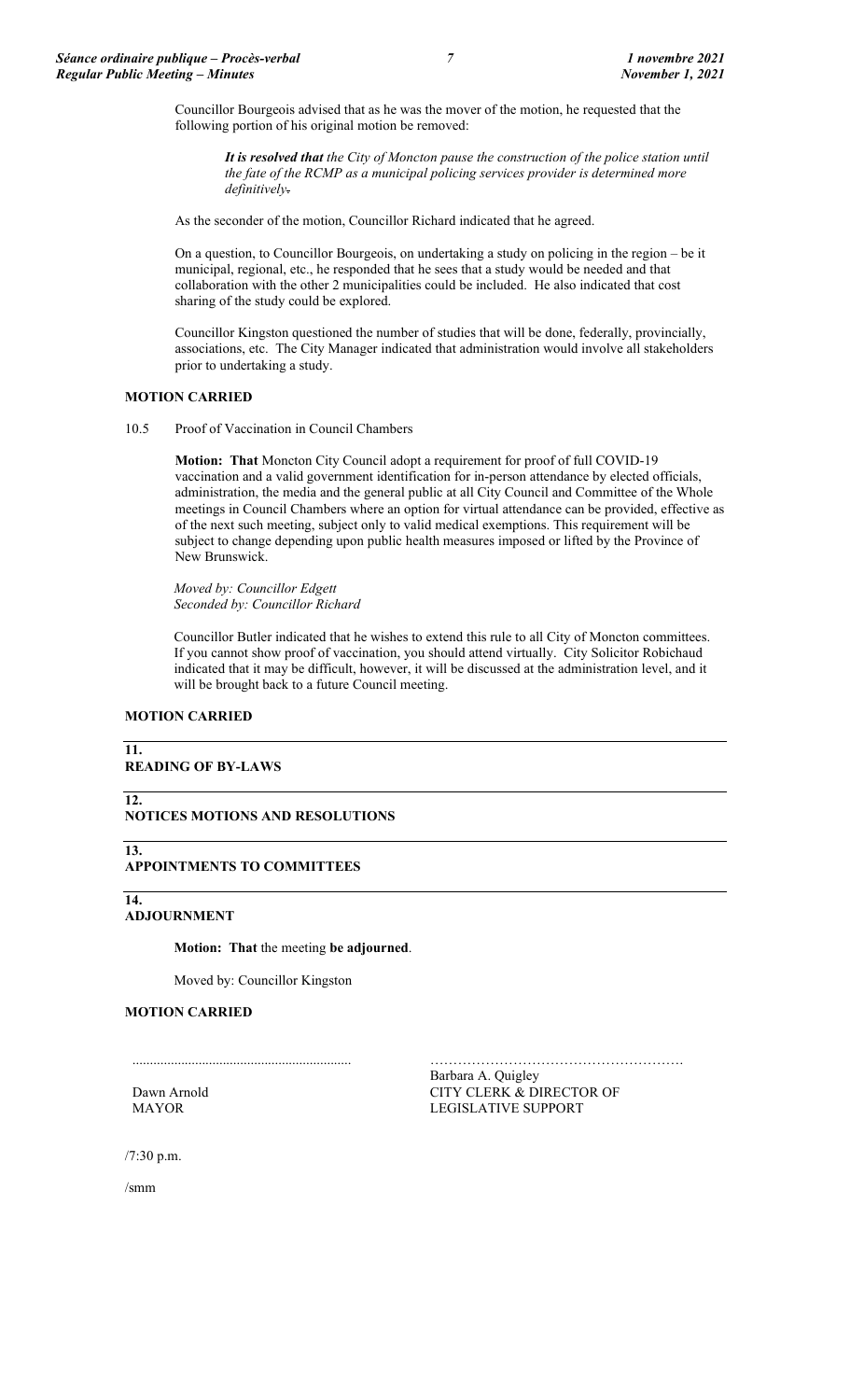Councillor Bourgeois advised that as he was the mover of the motion, he requested that the following portion of his original motion be removed:

> ***It is resolved that** the City of Moncton pause the construction of the police station until the fate of the RCMP as a municipal policing services provider is determined more definitively.*

As the seconder of the motion, Councillor Richard indicated that he agreed.

On a question, to Councillor Bourgeois, on undertaking a study on policing in the region – be it municipal, regional, etc., he responded that he sees that a study would be needed and that collaboration with the other 2 municipalities could be included. He also indicated that cost sharing of the study could be explored.

Councillor Kingston questioned the number of studies that will be done, federally, provincially, associations, etc. The City Manager indicated that administration would involve all stakeholders prior to undertaking a study.

**MOTION CARRIED**

10.5 Proof of Vaccination in Council Chambers

**Motion: That** Moncton City Council adopt a requirement for proof of full COVID-19 vaccination and a valid government identification for in-person attendance by elected officials, administration, the media and the general public at all City Council and Committee of the Whole meetings in Council Chambers where an option for virtual attendance can be provided, effective as of the next such meeting, subject only to valid medical exemptions. This requirement will be subject to change depending upon public health measures imposed or lifted by the Province of New Brunswick.

*Moved by: Councillor Edgett*
*Seconded by: Councillor Richard*

Councillor Butler indicated that he wishes to extend this rule to all City of Moncton committees. If you cannot show proof of vaccination, you should attend virtually. City Solicitor Robichaud indicated that it may be difficult, however, it will be discussed at the administration level, and it will be brought back to a future Council meeting.

**MOTION CARRIED**

## 11. READING OF BY-LAWS

## 12. NOTICES MOTIONS AND RESOLUTIONS

## 13. APPOINTMENTS TO COMMITTEES

## 14. ADJOURNMENT

**Motion: That** the meeting **be adjourned**.

Moved by: Councillor Kingston

**MOTION CARRIED**

..............................................................
Dawn Arnold
MAYOR

……………………………………………
Barbara A. Quigley
CITY CLERK & DIRECTOR OF LEGISLATIVE SUPPORT

/7:30 p.m.

/smm